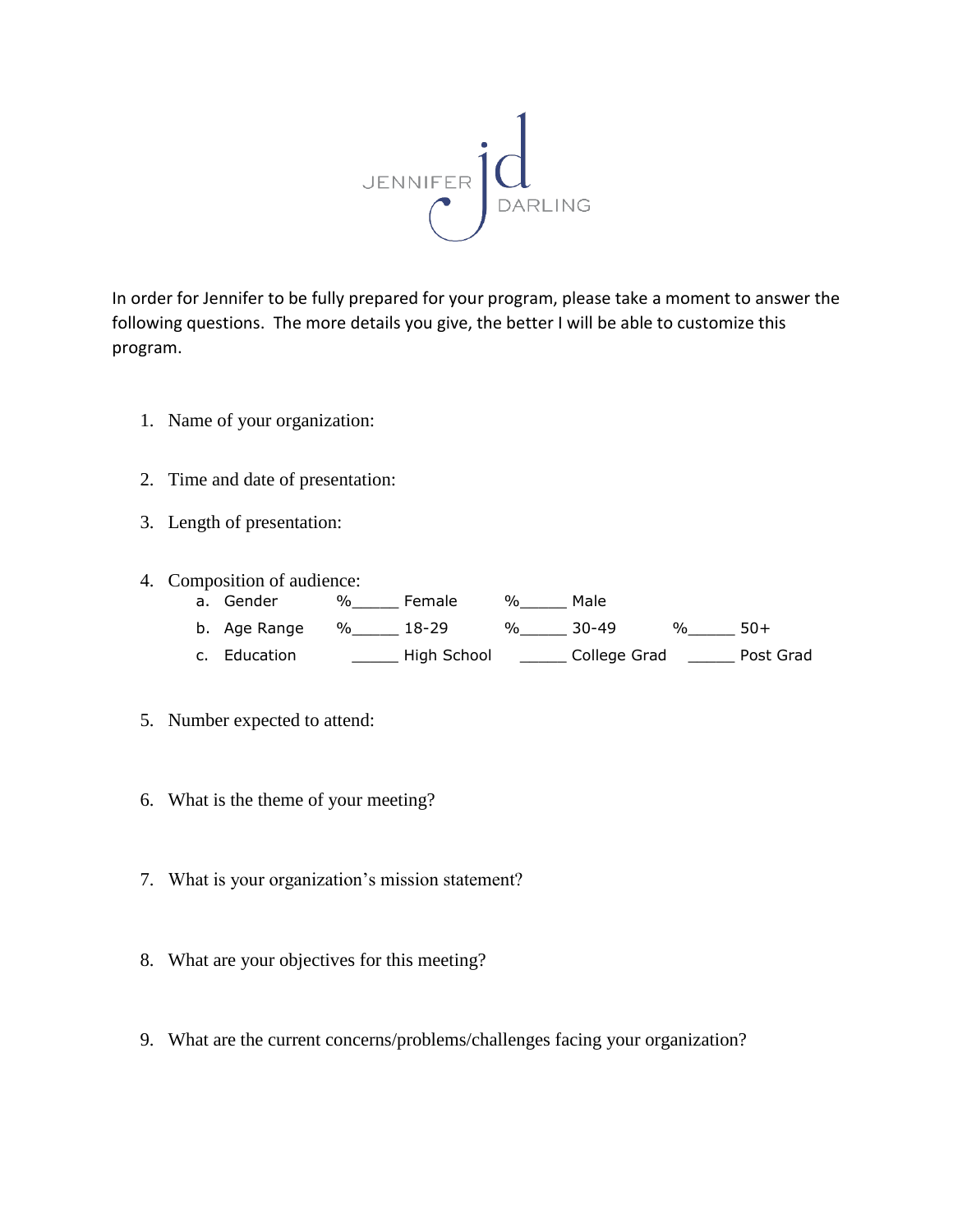JENNIFER jd DARLING

In order for Jennifer to be fully prepared for your program, please take a moment to answer the following questions. The more details you give, the better I will be able to customize this program.

1. Name of your organization:

2. Time and date of presentation:

3. Length of presentation:

4. Composition of audience:
   a. Gender %_____ Female %_____ Male
   b. Age Range %_____ 18-29 %_____ 30-49 %_____ 50+
   c. Education _____ High School _____ College Grad _____ Post Grad

5. Number expected to attend:

6. What is the theme of your meeting?

7. What is your organization's mission statement?

8. What are your objectives for this meeting?

9. What are the current concerns/problems/challenges facing your organization?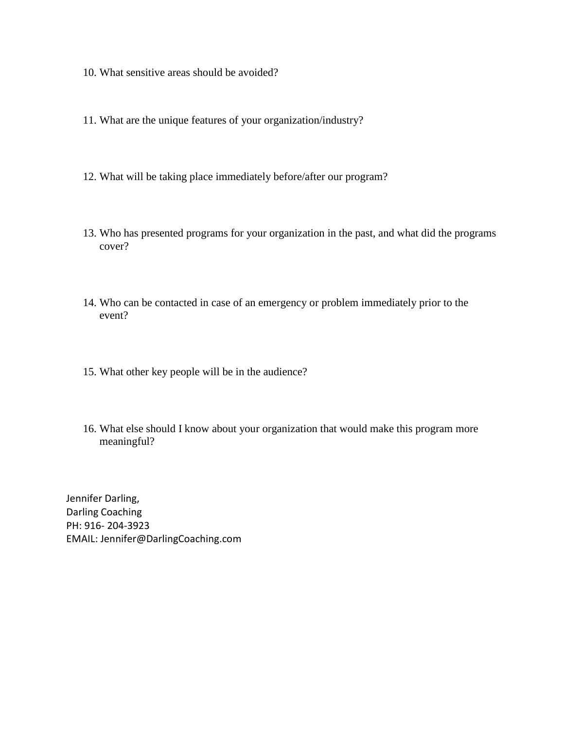10. What sensitive areas should be avoided?

11. What are the unique features of your organization/industry?

12. What will be taking place immediately before/after our program?

13. Who has presented programs for your organization in the past, and what did the programs cover?

14. Who can be contacted in case of an emergency or problem immediately prior to the event?

15. What other key people will be in the audience?

16. What else should I know about your organization that would make this program more meaningful?

Jennifer Darling,
Darling Coaching
PH: 916- 204-3923
EMAIL: Jennifer@DarlingCoaching.com